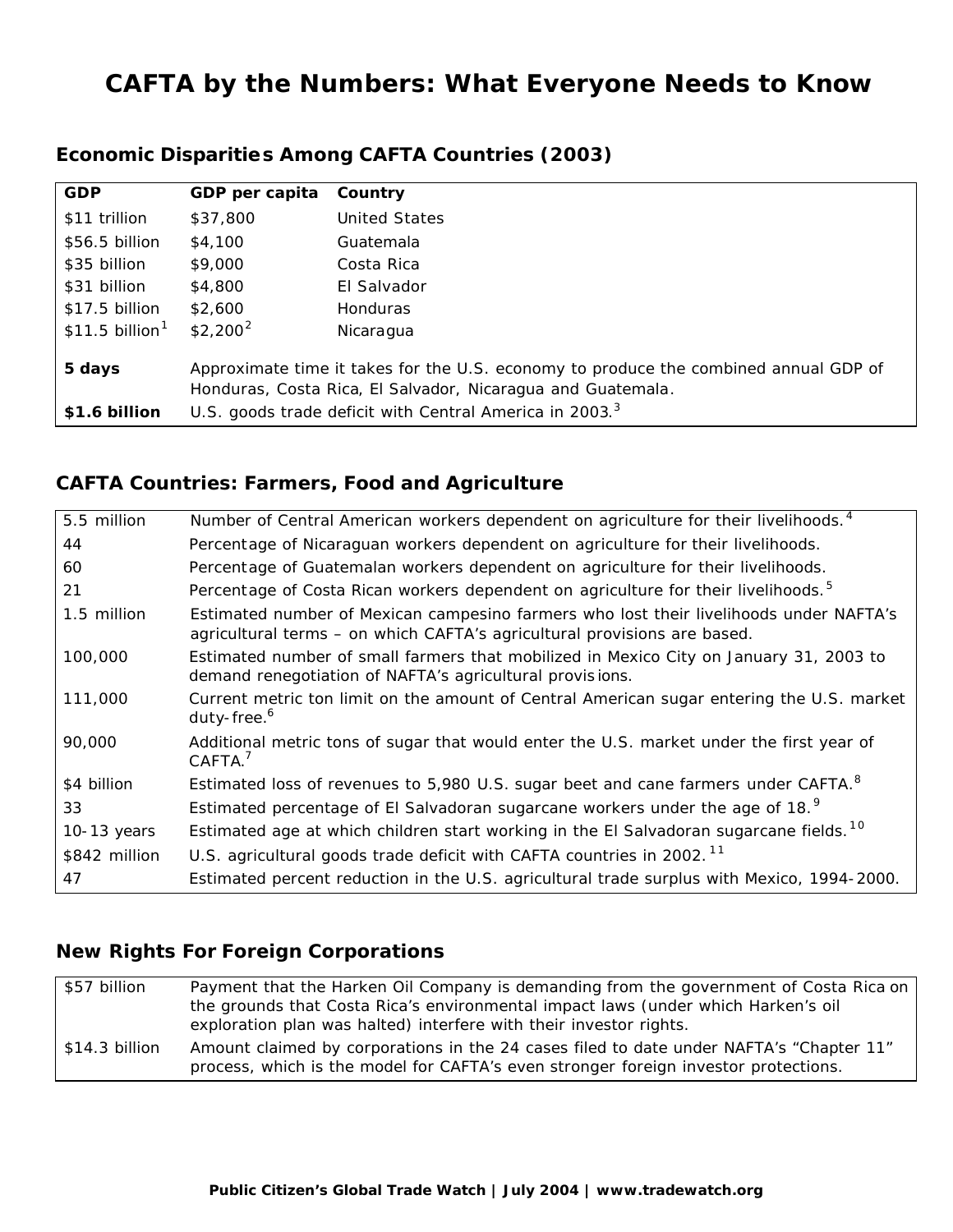# CAFTA by the Numbers: What Everyone Needs to Know

## Economic Disparities Among CAFTA Countries (2003)

| GDP | GDP per capita | Country |
|---|---|---|
| $11 trillion | $37,800 | United States |
| $56.5 billion | $4,100 | Guatemala |
| $35 billion | $9,000 | Costa Rica |
| $31 billion | $4,800 | El Salvador |
| $17.5 billion | $2,600 | Honduras |
| $11.5 billion[1] | $2,200[2] | Nicaragua |
| **5 days** | Approximate time it takes for the U.S. economy to produce the combined annual GDP of Honduras, Costa Rica, El Salvador, Nicaragua and Guatemala. | |
| **$1.6 billion** | U.S. goods trade deficit with Central America in 2003.[3] | |

## CAFTA Countries: Farmers, Food and Agriculture

| | |
|---|---|
| 5.5 million | Number of Central American workers dependent on agriculture for their livelihoods.[4] |
| 44 | Percentage of Nicaraguan workers dependent on agriculture for their livelihoods. |
| 60 | Percentage of Guatemalan workers dependent on agriculture for their livelihoods. |
| 21 | Percentage of Costa Rican workers dependent on agriculture for their livelihoods.[5] |
| 1.5 million | Estimated number of Mexican campesino farmers who lost their livelihoods under NAFTA's agricultural terms – on which CAFTA's agricultural provisions are based. |
| 100,000 | Estimated number of small farmers that mobilized in Mexico City on January 31, 2003 to demand renegotiation of NAFTA's agricultural provisions. |
| 111,000 | Current metric ton limit on the amount of Central American sugar entering the U.S. market duty-free.[6] |
| 90,000 | Additional metric tons of sugar that would enter the U.S. market under the first year of CAFTA.[7] |
| $4 billion | Estimated loss of revenues to 5,980 U.S. sugar beet and cane farmers under CAFTA.[8] |
| 33 | Estimated percentage of El Salvadoran sugarcane workers under the age of 18.[9] |
| 10-13 years | Estimated age at which children start working in the El Salvadoran sugarcane fields.[10] |
| $842 million | U.S. agricultural goods trade deficit with CAFTA countries in 2002.[11] |
| 47 | Estimated percent reduction in the U.S. agricultural trade surplus with Mexico, 1994-2000. |

## New Rights For Foreign Corporations

| | |
|---|---|
| $57 billion | Payment that the Harken Oil Company is demanding from the government of Costa Rica on the grounds that Costa Rica's environmental impact laws (under which Harken's oil exploration plan was halted) interfere with their investor rights. |
| $14.3 billion | Amount claimed by corporations in the 24 cases filed to date under NAFTA's "Chapter 11" process, which is the model for CAFTA's even stronger foreign investor protections. |

**Public Citizen's Global Trade Watch | July 2004 | www.tradewatch.org**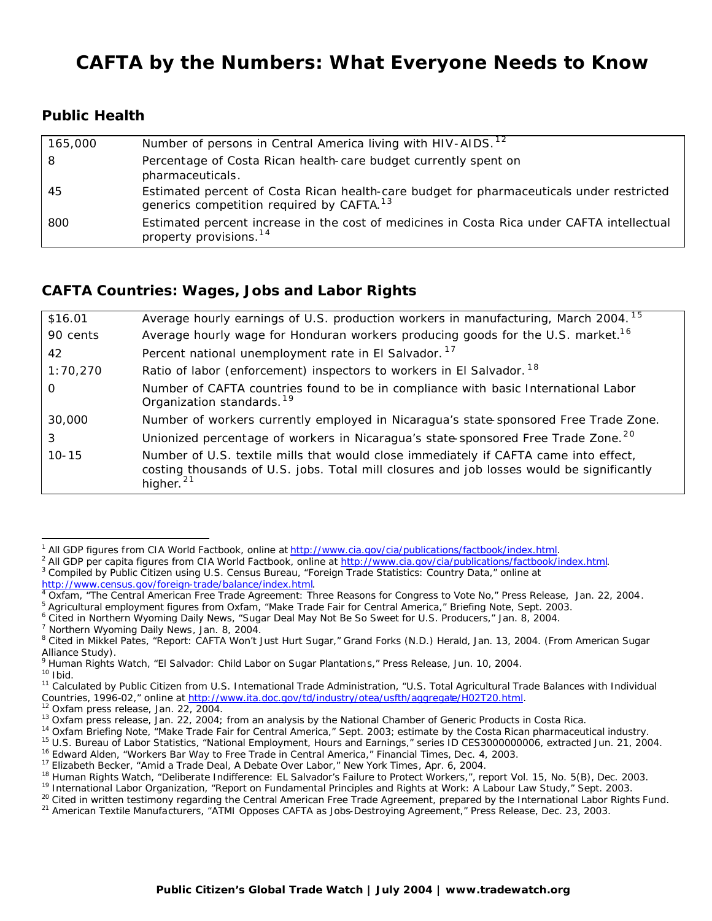# CAFTA by the Numbers: What Everyone Needs to Know

## Public Health

| | |
|---|---|
| 165,000 | Number of persons in Central America living with HIV-AIDS.[12] |
| 8 | Percentage of Costa Rican health-care budget currently spent on pharmaceuticals. |
| 45 | Estimated percent of Costa Rican health-care budget for pharmaceuticals under restricted generics competition required by CAFTA.[13] |
| 800 | Estimated percent increase in the cost of medicines in Costa Rica under CAFTA intellectual property provisions.[14] |

## CAFTA Countries: Wages, Jobs and Labor Rights

| | |
|---|---|
| $16.01 | Average hourly earnings of U.S. production workers in manufacturing, March 2004.[15] |
| 90 cents | Average hourly wage for Honduran workers producing goods for the U.S. market.[16] |
| 42 | Percent national unemployment rate in El Salvador.[17] |
| 1:70,270 | Ratio of labor (enforcement) inspectors to workers in El Salvador.[18] |
| 0 | Number of CAFTA countries found to be in compliance with basic International Labor Organization standards.[19] |
| 30,000 | Number of workers currently employed in Nicaragua's state-sponsored Free Trade Zone. |
| 3 | Unionized percentage of workers in Nicaragua's state-sponsored Free Trade Zone.[20] |
| 10-15 | Number of U.S. textile mills that would close immediately if CAFTA came into effect, costing thousands of U.S. jobs. Total mill closures and job losses would be significantly higher.[21] |

---

[1] All GDP figures from CIA World Factbook, online at http://www.cia.gov/cia/publications/factbook/index.html.
[2] All GDP per capita figures from CIA World Factbook, online at http://www.cia.gov/cia/publications/factbook/index.html.
[3] Compiled by Public Citizen using U.S. Census Bureau, "Foreign Trade Statistics: Country Data," online at http://www.census.gov/foreign-trade/balance/index.html.
[4] Oxfam, "The Central American Free Trade Agreement: Three Reasons for Congress to Vote No," Press Release, Jan. 22, 2004.
[5] Agricultural employment figures from Oxfam, "Make Trade Fair for Central America," Briefing Note, Sept. 2003.
[6] Cited in Northern Wyoming Daily News, "Sugar Deal May Not Be So Sweet for U.S. Producers," Jan. 8, 2004.
[7] Northern Wyoming Daily News, Jan. 8, 2004.
[8] Cited in Mikkel Pates, "Report: CAFTA Won't Just Hurt Sugar," Grand Forks (N.D.) Herald, Jan. 13, 2004. (From American Sugar Alliance Study).
[9] Human Rights Watch, "El Salvador: Child Labor on Sugar Plantations," Press Release, Jun. 10, 2004.
[10] Ibid.
[11] Calculated by Public Citizen from U.S. International Trade Administration, "U.S. Total Agricultural Trade Balances with Individual Countries, 1996-02," online at http://www.ita.doc.gov/td/industry/otea/usfth/aggregate/H02T20.html.
[12] Oxfam press release, Jan. 22, 2004.
[13] Oxfam press release, Jan. 22, 2004; from an analysis by the National Chamber of Generic Products in Costa Rica.
[14] Oxfam Briefing Note, "Make Trade Fair for Central America," Sept. 2003; estimate by the Costa Rican pharmaceutical industry.
[15] U.S. Bureau of Labor Statistics, "National Employment, Hours and Earnings," series ID CES3000000006, extracted Jun. 21, 2004.
[16] Edward Alden, "Workers Bar Way to Free Trade in Central America," Financial Times, Dec. 4, 2003.
[17] Elizabeth Becker, "Amid a Trade Deal, A Debate Over Labor," New York Times, Apr. 6, 2004.
[18] Human Rights Watch, "Deliberate Indifference: EL Salvador's Failure to Protect Workers,", report Vol. 15, No. 5(B), Dec. 2003.
[19] International Labor Organization, "Report on Fundamental Principles and Rights at Work: A Labour Law Study," Sept. 2003.
[20] Cited in written testimony regarding the Central American Free Trade Agreement, prepared by the International Labor Rights Fund.
[21] American Textile Manufacturers, "ATMI Opposes CAFTA as Jobs-Destroying Agreement," Press Release, Dec. 23, 2003.